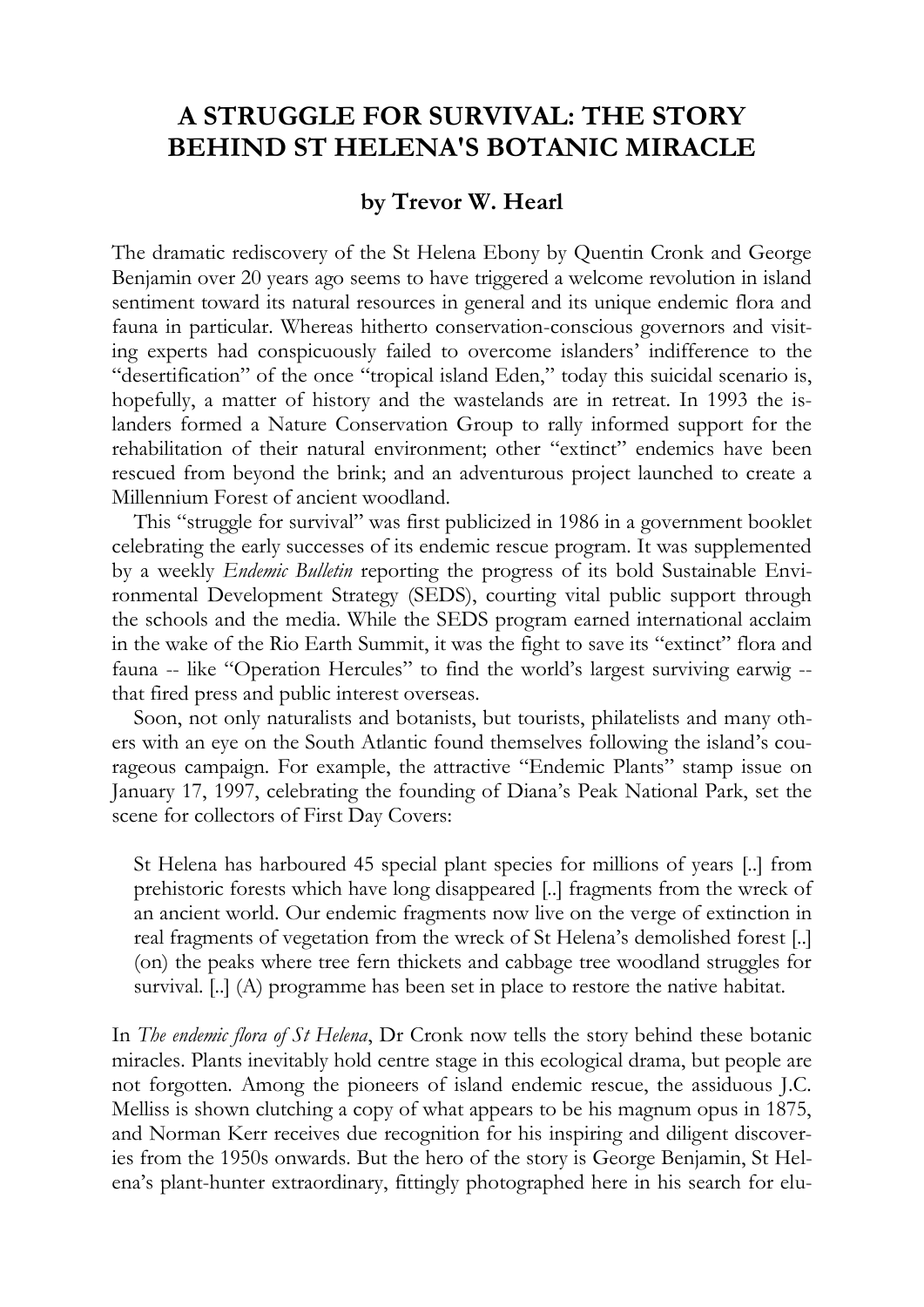# A STRUGGLE FOR SURVIVAL: THE STORY BEHIND ST HELENA'S BOTANIC MIRACLE

**by Trevor W. Hearl**

The dramatic rediscovery of the St Helena Ebony by Quentin Cronk and George Benjamin over 20 years ago seems to have triggered a welcome revolution in island sentiment toward its natural resources in general and its unique endemic flora and fauna in particular. Whereas hitherto conservation-conscious governors and visiting experts had conspicuously failed to overcome islanders' indifference to the "desertification" of the once "tropical island Eden," today this suicidal scenario is, hopefully, a matter of history and the wastelands are in retreat. In 1993 the islanders formed a Nature Conservation Group to rally informed support for the rehabilitation of their natural environment; other "extinct" endemics have been rescued from beyond the brink; and an adventurous project launched to create a Millennium Forest of ancient woodland.

This "struggle for survival" was first publicized in 1986 in a government booklet celebrating the early successes of its endemic rescue program. It was supplemented by a weekly *Endemic Bulletin* reporting the progress of its bold Sustainable Environmental Development Strategy (SEDS), courting vital public support through the schools and the media. While the SEDS program earned international acclaim in the wake of the Rio Earth Summit, it was the fight to save its "extinct" flora and fauna -- like "Operation Hercules" to find the world's largest surviving earwig -- that fired press and public interest overseas.

Soon, not only naturalists and botanists, but tourists, philatelists and many others with an eye on the South Atlantic found themselves following the island's courageous campaign. For example, the attractive "Endemic Plants" stamp issue on January 17, 1997, celebrating the founding of Diana's Peak National Park, set the scene for collectors of First Day Covers:

> St Helena has harboured 45 special plant species for millions of years [..] from prehistoric forests which have long disappeared [..] fragments from the wreck of an ancient world. Our endemic fragments now live on the verge of extinction in real fragments of vegetation from the wreck of St Helena's demolished forest [..] (on) the peaks where tree fern thickets and cabbage tree woodland struggles for survival. [..] (A) programme has been set in place to restore the native habitat.

In *The endemic flora of St Helena*, Dr Cronk now tells the story behind these botanic miracles. Plants inevitably hold centre stage in this ecological drama, but people are not forgotten. Among the pioneers of island endemic rescue, the assiduous J.C. Melliss is shown clutching a copy of what appears to be his magnum opus in 1875, and Norman Kerr receives due recognition for his inspiring and diligent discoveries from the 1950s onwards. But the hero of the story is George Benjamin, St Helena's plant-hunter extraordinary, fittingly photographed here in his search for elu-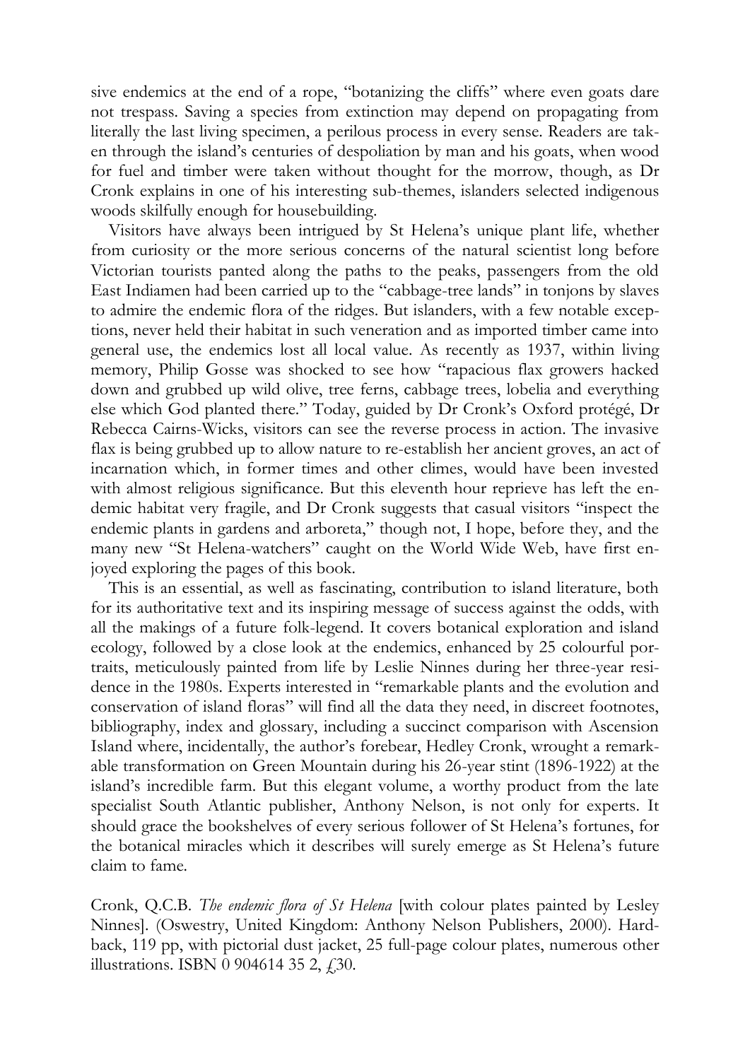sive endemics at the end of a rope, "botanizing the cliffs" where even goats dare not trespass. Saving a species from extinction may depend on propagating from literally the last living specimen, a perilous process in every sense. Readers are taken through the island's centuries of despoliation by man and his goats, when wood for fuel and timber were taken without thought for the morrow, though, as Dr Cronk explains in one of his interesting sub-themes, islanders selected indigenous woods skilfully enough for housebuilding.

Visitors have always been intrigued by St Helena's unique plant life, whether from curiosity or the more serious concerns of the natural scientist long before Victorian tourists panted along the paths to the peaks, passengers from the old East Indiamen had been carried up to the "cabbage-tree lands" in tonjons by slaves to admire the endemic flora of the ridges. But islanders, with a few notable exceptions, never held their habitat in such veneration and as imported timber came into general use, the endemics lost all local value. As recently as 1937, within living memory, Philip Gosse was shocked to see how "rapacious flax growers hacked down and grubbed up wild olive, tree ferns, cabbage trees, lobelia and everything else which God planted there." Today, guided by Dr Cronk's Oxford protégé, Dr Rebecca Cairns-Wicks, visitors can see the reverse process in action. The invasive flax is being grubbed up to allow nature to re-establish her ancient groves, an act of incarnation which, in former times and other climes, would have been invested with almost religious significance. But this eleventh hour reprieve has left the endemic habitat very fragile, and Dr Cronk suggests that casual visitors "inspect the endemic plants in gardens and arboreta," though not, I hope, before they, and the many new "St Helena-watchers" caught on the World Wide Web, have first enjoyed exploring the pages of this book.

This is an essential, as well as fascinating, contribution to island literature, both for its authoritative text and its inspiring message of success against the odds, with all the makings of a future folk-legend. It covers botanical exploration and island ecology, followed by a close look at the endemics, enhanced by 25 colourful portraits, meticulously painted from life by Leslie Ninnes during her three-year residence in the 1980s. Experts interested in "remarkable plants and the evolution and conservation of island floras" will find all the data they need, in discreet footnotes, bibliography, index and glossary, including a succinct comparison with Ascension Island where, incidentally, the author's forebear, Hedley Cronk, wrought a remarkable transformation on Green Mountain during his 26-year stint (1896-1922) at the island's incredible farm. But this elegant volume, a worthy product from the late specialist South Atlantic publisher, Anthony Nelson, is not only for experts. It should grace the bookshelves of every serious follower of St Helena's fortunes, for the botanical miracles which it describes will surely emerge as St Helena's future claim to fame.

Cronk, Q.C.B. *The endemic flora of St Helena* [with colour plates painted by Lesley Ninnes]. (Oswestry, United Kingdom: Anthony Nelson Publishers, 2000). Hardback, 119 pp, with pictorial dust jacket, 25 full-page colour plates, numerous other illustrations. ISBN 0 904614 35 2, £30.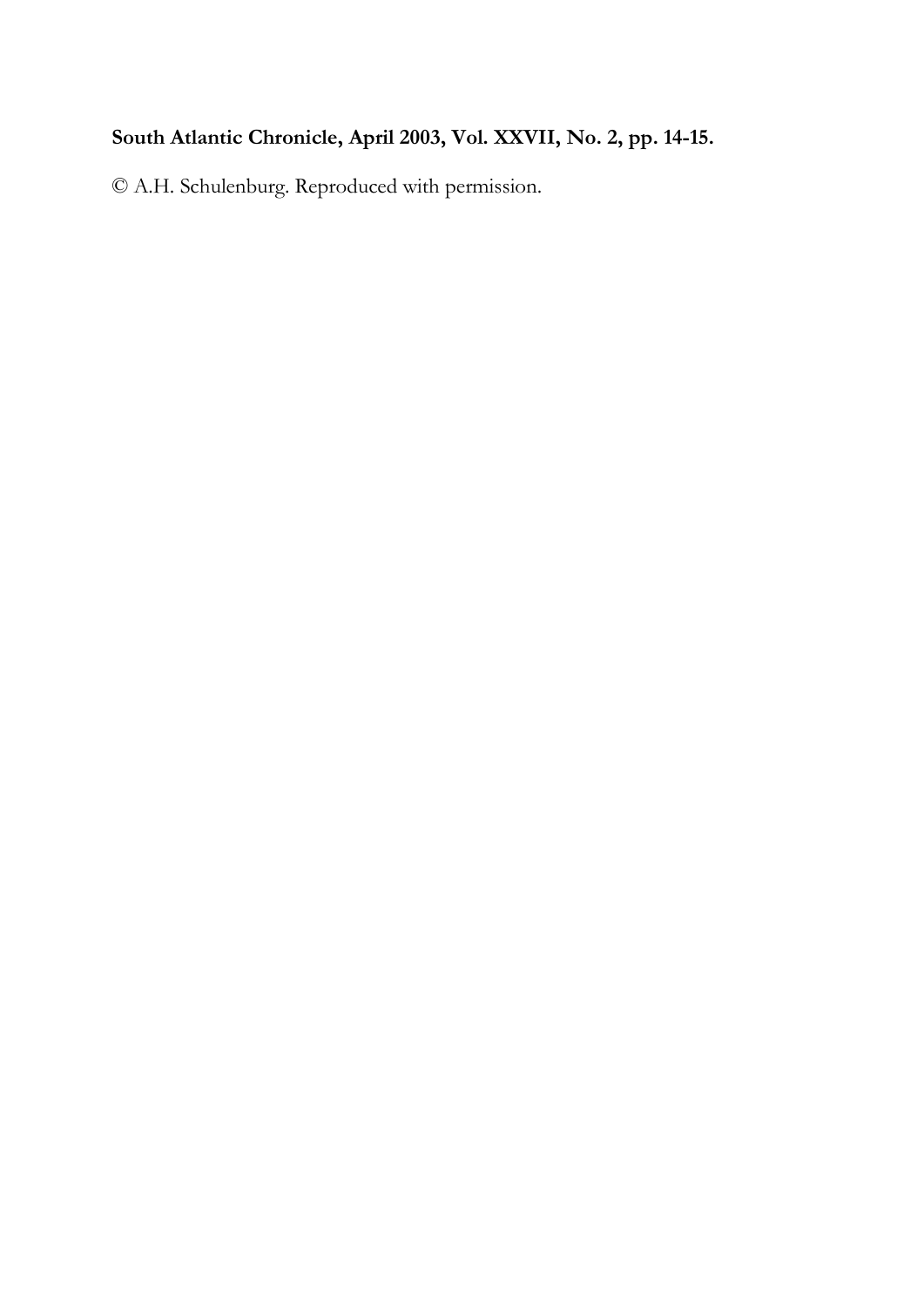**South Atlantic Chronicle, April 2003, Vol. XXVII, No. 2, pp. 14-15.**

© A.H. Schulenburg. Reproduced with permission.